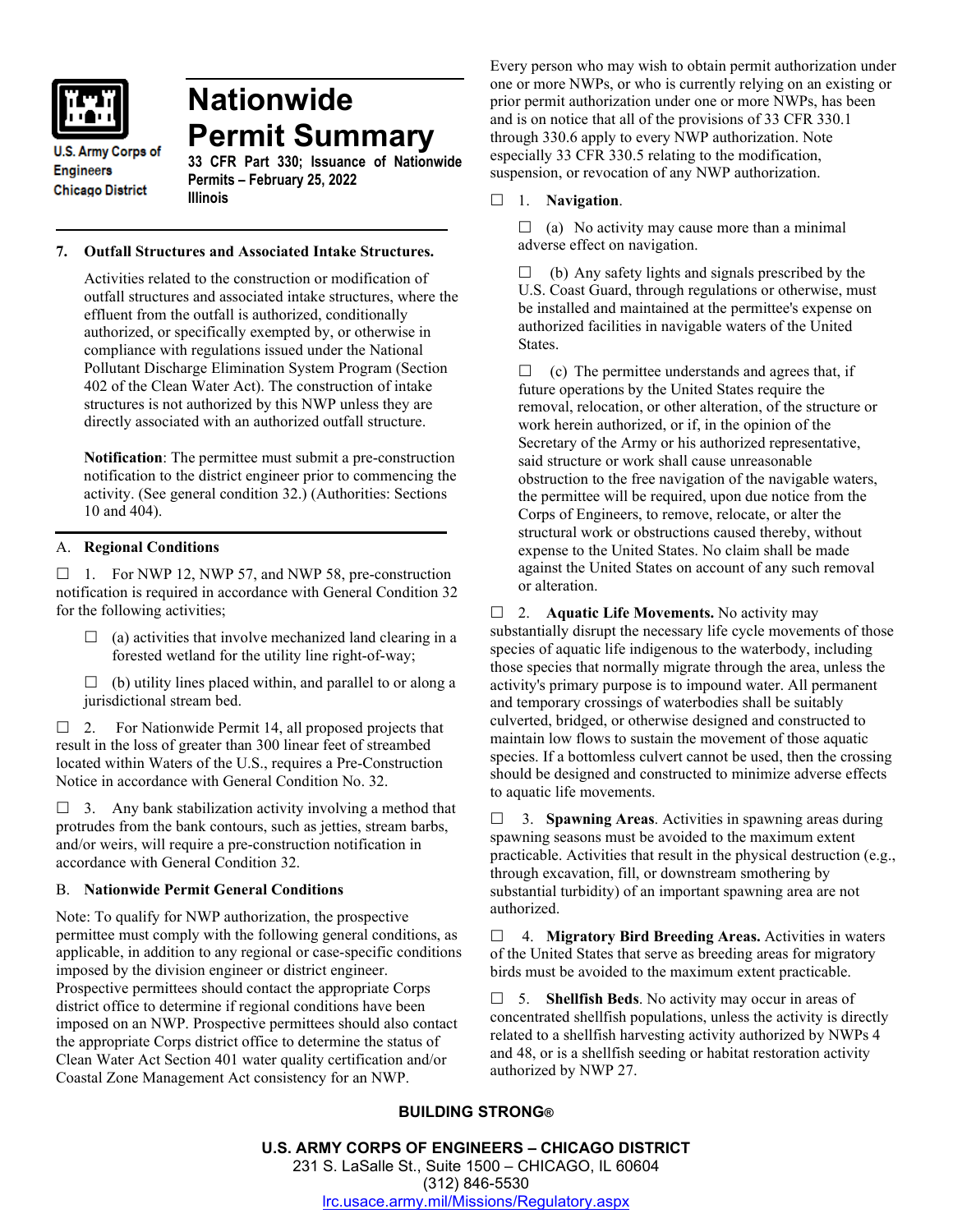U.S. Army Corps of Engineers
Chicago District

# Nationwide Permit Summary

**33 CFR Part 330; Issuance of Nationwide Permits – February 25, 2022**
**Illinois**

### 7. Outfall Structures and Associated Intake Structures.

Activities related to the construction or modification of outfall structures and associated intake structures, where the effluent from the outfall is authorized, conditionally authorized, or specifically exempted by, or otherwise in compliance with regulations issued under the National Pollutant Discharge Elimination System Program (Section 402 of the Clean Water Act). The construction of intake structures is not authorized by this NWP unless they are directly associated with an authorized outfall structure.

**Notification**: The permittee must submit a pre-construction notification to the district engineer prior to commencing the activity. (See general condition 32.) (Authorities: Sections 10 and 404).

## A. Regional Conditions

☐ 1. For NWP 12, NWP 57, and NWP 58, pre-construction notification is required in accordance with General Condition 32 for the following activities;

☐ (a) activities that involve mechanized land clearing in a forested wetland for the utility line right-of-way;

☐ (b) utility lines placed within, and parallel to or along a jurisdictional stream bed.

☐ 2. For Nationwide Permit 14, all proposed projects that result in the loss of greater than 300 linear feet of streambed located within Waters of the U.S., requires a Pre-Construction Notice in accordance with General Condition No. 32.

☐ 3. Any bank stabilization activity involving a method that protrudes from the bank contours, such as jetties, stream barbs, and/or weirs, will require a pre-construction notification in accordance with General Condition 32.

## B. Nationwide Permit General Conditions

Note: To qualify for NWP authorization, the prospective permittee must comply with the following general conditions, as applicable, in addition to any regional or case-specific conditions imposed by the division engineer or district engineer. Prospective permittees should contact the appropriate Corps district office to determine if regional conditions have been imposed on an NWP. Prospective permittees should also contact the appropriate Corps district office to determine the status of Clean Water Act Section 401 water quality certification and/or Coastal Zone Management Act consistency for an NWP. Every person who may wish to obtain permit authorization under one or more NWPs, or who is currently relying on an existing or prior permit authorization under one or more NWPs, has been and is on notice that all of the provisions of 33 CFR 330.1 through 330.6 apply to every NWP authorization. Note especially 33 CFR 330.5 relating to the modification, suspension, or revocation of any NWP authorization.

☐ 1. **Navigation**.

☐ (a) No activity may cause more than a minimal adverse effect on navigation.

☐ (b) Any safety lights and signals prescribed by the U.S. Coast Guard, through regulations or otherwise, must be installed and maintained at the permittee's expense on authorized facilities in navigable waters of the United States.

☐ (c) The permittee understands and agrees that, if future operations by the United States require the removal, relocation, or other alteration, of the structure or work herein authorized, or if, in the opinion of the Secretary of the Army or his authorized representative, said structure or work shall cause unreasonable obstruction to the free navigation of the navigable waters, the permittee will be required, upon due notice from the Corps of Engineers, to remove, relocate, or alter the structural work or obstructions caused thereby, without expense to the United States. No claim shall be made against the United States on account of any such removal or alteration.

☐ 2. **Aquatic Life Movements.** No activity may substantially disrupt the necessary life cycle movements of those species of aquatic life indigenous to the waterbody, including those species that normally migrate through the area, unless the activity's primary purpose is to impound water. All permanent and temporary crossings of waterbodies shall be suitably culverted, bridged, or otherwise designed and constructed to maintain low flows to sustain the movement of those aquatic species. If a bottomless culvert cannot be used, then the crossing should be designed and constructed to minimize adverse effects to aquatic life movements.

☐ 3. **Spawning Areas**. Activities in spawning areas during spawning seasons must be avoided to the maximum extent practicable. Activities that result in the physical destruction (e.g., through excavation, fill, or downstream smothering by substantial turbidity) of an important spawning area are not authorized.

☐ 4. **Migratory Bird Breeding Areas.** Activities in waters of the United States that serve as breeding areas for migratory birds must be avoided to the maximum extent practicable.

☐ 5. **Shellfish Beds**. No activity may occur in areas of concentrated shellfish populations, unless the activity is directly related to a shellfish harvesting activity authorized by NWPs 4 and 48, or is a shellfish seeding or habitat restoration activity authorized by NWP 27.

**BUILDING STRONG®**

**U.S. ARMY CORPS OF ENGINEERS – CHICAGO DISTRICT**
231 S. LaSalle St., Suite 1500 – CHICAGO, IL 60604
(312) 846-5530
lrc.usace.army.mil/Missions/Regulatory.aspx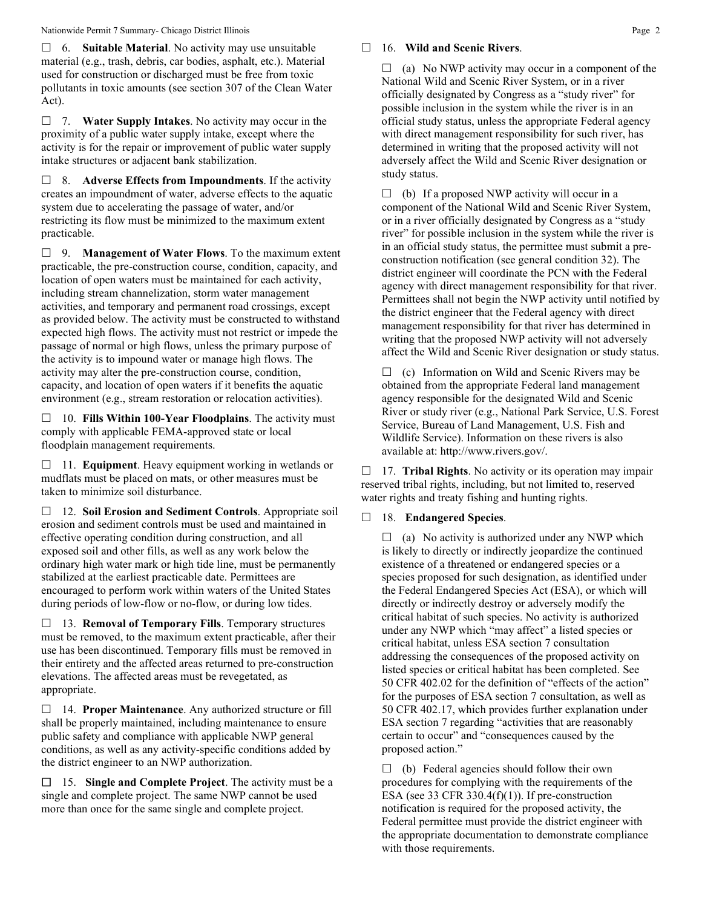☐ 6. **Suitable Material**. No activity may use unsuitable material (e.g., trash, debris, car bodies, asphalt, etc.). Material used for construction or discharged must be free from toxic pollutants in toxic amounts (see section 307 of the Clean Water Act).

☐ 7. **Water Supply Intakes**. No activity may occur in the proximity of a public water supply intake, except where the activity is for the repair or improvement of public water supply intake structures or adjacent bank stabilization.

☐ 8. **Adverse Effects from Impoundments**. If the activity creates an impoundment of water, adverse effects to the aquatic system due to accelerating the passage of water, and/or restricting its flow must be minimized to the maximum extent practicable.

☐ 9. **Management of Water Flows**. To the maximum extent practicable, the pre-construction course, condition, capacity, and location of open waters must be maintained for each activity, including stream channelization, storm water management activities, and temporary and permanent road crossings, except as provided below. The activity must be constructed to withstand expected high flows. The activity must not restrict or impede the passage of normal or high flows, unless the primary purpose of the activity is to impound water or manage high flows. The activity may alter the pre-construction course, condition, capacity, and location of open waters if it benefits the aquatic environment (e.g., stream restoration or relocation activities).

☐ 10. **Fills Within 100-Year Floodplains**. The activity must comply with applicable FEMA-approved state or local floodplain management requirements.

☐ 11. **Equipment**. Heavy equipment working in wetlands or mudflats must be placed on mats, or other measures must be taken to minimize soil disturbance.

☐ 12. **Soil Erosion and Sediment Controls**. Appropriate soil erosion and sediment controls must be used and maintained in effective operating condition during construction, and all exposed soil and other fills, as well as any work below the ordinary high water mark or high tide line, must be permanently stabilized at the earliest practicable date. Permittees are encouraged to perform work within waters of the United States during periods of low-flow or no-flow, or during low tides.

☐ 13. **Removal of Temporary Fills**. Temporary structures must be removed, to the maximum extent practicable, after their use has been discontinued. Temporary fills must be removed in their entirety and the affected areas returned to pre-construction elevations. The affected areas must be revegetated, as appropriate.

☐ 14. **Proper Maintenance**. Any authorized structure or fill shall be properly maintained, including maintenance to ensure public safety and compliance with applicable NWP general conditions, as well as any activity-specific conditions added by the district engineer to an NWP authorization.

☐ 15. **Single and Complete Project**. The activity must be a single and complete project. The same NWP cannot be used more than once for the same single and complete project.

☐ 16. **Wild and Scenic Rivers**.

☐ (a) No NWP activity may occur in a component of the National Wild and Scenic River System, or in a river officially designated by Congress as a "study river" for possible inclusion in the system while the river is in an official study status, unless the appropriate Federal agency with direct management responsibility for such river, has determined in writing that the proposed activity will not adversely affect the Wild and Scenic River designation or study status.

☐ (b) If a proposed NWP activity will occur in a component of the National Wild and Scenic River System, or in a river officially designated by Congress as a "study river" for possible inclusion in the system while the river is in an official study status, the permittee must submit a pre-construction notification (see general condition 32). The district engineer will coordinate the PCN with the Federal agency with direct management responsibility for that river. Permittees shall not begin the NWP activity until notified by the district engineer that the Federal agency with direct management responsibility for that river has determined in writing that the proposed NWP activity will not adversely affect the Wild and Scenic River designation or study status.

☐ (c) Information on Wild and Scenic Rivers may be obtained from the appropriate Federal land management agency responsible for the designated Wild and Scenic River or study river (e.g., National Park Service, U.S. Forest Service, Bureau of Land Management, U.S. Fish and Wildlife Service). Information on these rivers is also available at: http://www.rivers.gov/.

☐ 17. **Tribal Rights**. No activity or its operation may impair reserved tribal rights, including, but not limited to, reserved water rights and treaty fishing and hunting rights.

☐ 18. **Endangered Species**.

☐ (a) No activity is authorized under any NWP which is likely to directly or indirectly jeopardize the continued existence of a threatened or endangered species or a species proposed for such designation, as identified under the Federal Endangered Species Act (ESA), or which will directly or indirectly destroy or adversely modify the critical habitat of such species. No activity is authorized under any NWP which "may affect" a listed species or critical habitat, unless ESA section 7 consultation addressing the consequences of the proposed activity on listed species or critical habitat has been completed. See 50 CFR 402.02 for the definition of "effects of the action" for the purposes of ESA section 7 consultation, as well as 50 CFR 402.17, which provides further explanation under ESA section 7 regarding "activities that are reasonably certain to occur" and "consequences caused by the proposed action."

☐ (b) Federal agencies should follow their own procedures for complying with the requirements of the ESA (see 33 CFR 330.4(f)(1)). If pre-construction notification is required for the proposed activity, the Federal permittee must provide the district engineer with the appropriate documentation to demonstrate compliance with those requirements.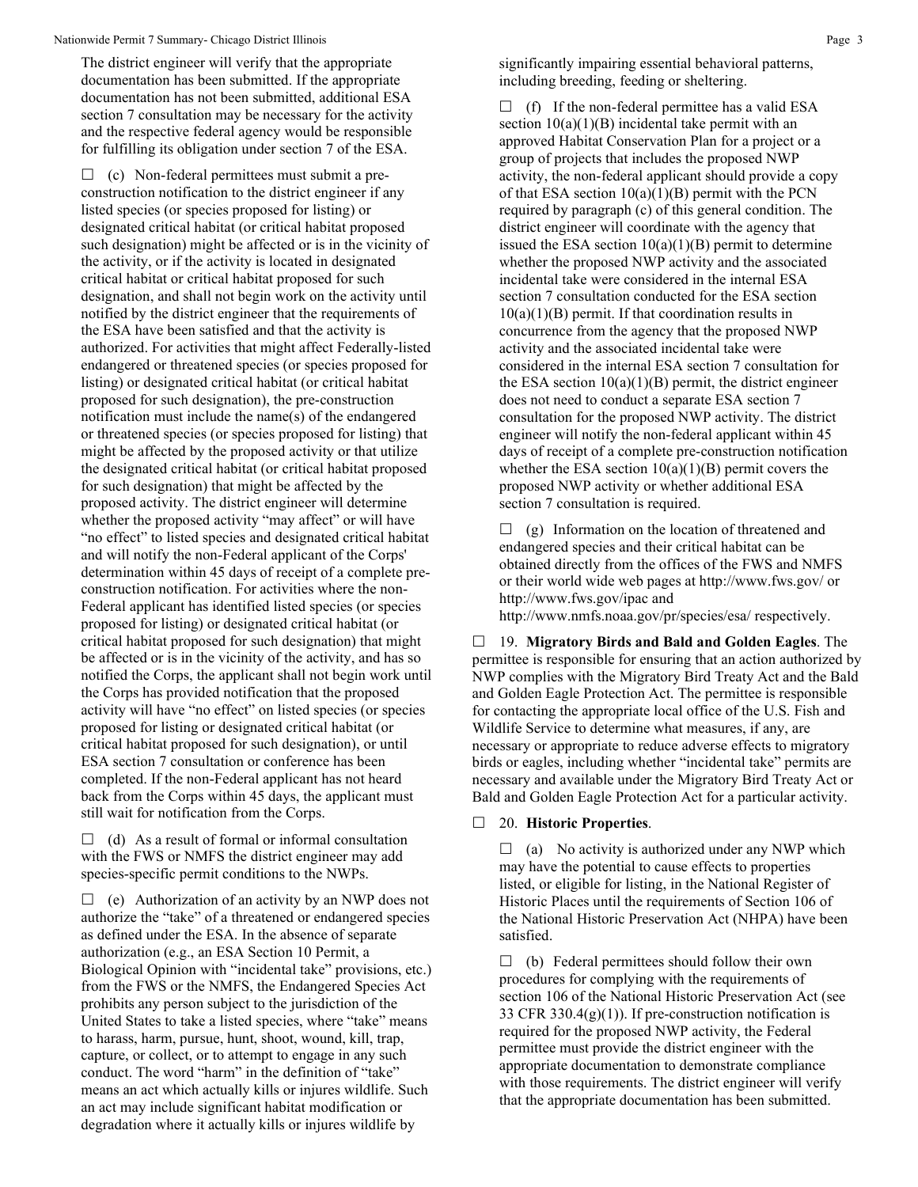The district engineer will verify that the appropriate documentation has been submitted. If the appropriate documentation has not been submitted, additional ESA section 7 consultation may be necessary for the activity and the respective federal agency would be responsible for fulfilling its obligation under section 7 of the ESA.

☐ (c) Non-federal permittees must submit a pre-construction notification to the district engineer if any listed species (or species proposed for listing) or designated critical habitat (or critical habitat proposed such designation) might be affected or is in the vicinity of the activity, or if the activity is located in designated critical habitat or critical habitat proposed for such designation, and shall not begin work on the activity until notified by the district engineer that the requirements of the ESA have been satisfied and that the activity is authorized. For activities that might affect Federally-listed endangered or threatened species (or species proposed for listing) or designated critical habitat (or critical habitat proposed for such designation), the pre-construction notification must include the name(s) of the endangered or threatened species (or species proposed for listing) that might be affected by the proposed activity or that utilize the designated critical habitat (or critical habitat proposed for such designation) that might be affected by the proposed activity. The district engineer will determine whether the proposed activity "may affect" or will have "no effect" to listed species and designated critical habitat and will notify the non-Federal applicant of the Corps' determination within 45 days of receipt of a complete pre-construction notification. For activities where the non-Federal applicant has identified listed species (or species proposed for listing) or designated critical habitat (or critical habitat proposed for such designation) that might be affected or is in the vicinity of the activity, and has so notified the Corps, the applicant shall not begin work until the Corps has provided notification that the proposed activity will have "no effect" on listed species (or species proposed for listing or designated critical habitat (or critical habitat proposed for such designation), or until ESA section 7 consultation or conference has been completed. If the non-Federal applicant has not heard back from the Corps within 45 days, the applicant must still wait for notification from the Corps.

☐ (d) As a result of formal or informal consultation with the FWS or NMFS the district engineer may add species-specific permit conditions to the NWPs.

☐ (e) Authorization of an activity by an NWP does not authorize the "take" of a threatened or endangered species as defined under the ESA. In the absence of separate authorization (e.g., an ESA Section 10 Permit, a Biological Opinion with "incidental take" provisions, etc.) from the FWS or the NMFS, the Endangered Species Act prohibits any person subject to the jurisdiction of the United States to take a listed species, where "take" means to harass, harm, pursue, hunt, shoot, wound, kill, trap, capture, or collect, or to attempt to engage in any such conduct. The word "harm" in the definition of "take" means an act which actually kills or injures wildlife. Such an act may include significant habitat modification or degradation where it actually kills or injures wildlife by significantly impairing essential behavioral patterns, including breeding, feeding or sheltering.

☐ (f) If the non-federal permittee has a valid ESA section 10(a)(1)(B) incidental take permit with an approved Habitat Conservation Plan for a project or a group of projects that includes the proposed NWP activity, the non-federal applicant should provide a copy of that ESA section 10(a)(1)(B) permit with the PCN required by paragraph (c) of this general condition. The district engineer will coordinate with the agency that issued the ESA section 10(a)(1)(B) permit to determine whether the proposed NWP activity and the associated incidental take were considered in the internal ESA section 7 consultation conducted for the ESA section 10(a)(1)(B) permit. If that coordination results in concurrence from the agency that the proposed NWP activity and the associated incidental take were considered in the internal ESA section 7 consultation for the ESA section 10(a)(1)(B) permit, the district engineer does not need to conduct a separate ESA section 7 consultation for the proposed NWP activity. The district engineer will notify the non-federal applicant within 45 days of receipt of a complete pre-construction notification whether the ESA section 10(a)(1)(B) permit covers the proposed NWP activity or whether additional ESA section 7 consultation is required.

☐ (g) Information on the location of threatened and endangered species and their critical habitat can be obtained directly from the offices of the FWS and NMFS or their world wide web pages at http://www.fws.gov/ or http://www.fws.gov/ipac and http://www.nmfs.noaa.gov/pr/species/esa/ respectively.

☐ 19. **Migratory Birds and Bald and Golden Eagles**. The permittee is responsible for ensuring that an action authorized by NWP complies with the Migratory Bird Treaty Act and the Bald and Golden Eagle Protection Act. The permittee is responsible for contacting the appropriate local office of the U.S. Fish and Wildlife Service to determine what measures, if any, are necessary or appropriate to reduce adverse effects to migratory birds or eagles, including whether "incidental take" permits are necessary and available under the Migratory Bird Treaty Act or Bald and Golden Eagle Protection Act for a particular activity.

☐ 20. **Historic Properties**.

☐ (a) No activity is authorized under any NWP which may have the potential to cause effects to properties listed, or eligible for listing, in the National Register of Historic Places until the requirements of Section 106 of the National Historic Preservation Act (NHPA) have been satisfied.

☐ (b) Federal permittees should follow their own procedures for complying with the requirements of section 106 of the National Historic Preservation Act (see 33 CFR 330.4(g)(1)). If pre-construction notification is required for the proposed NWP activity, the Federal permittee must provide the district engineer with the appropriate documentation to demonstrate compliance with those requirements. The district engineer will verify that the appropriate documentation has been submitted.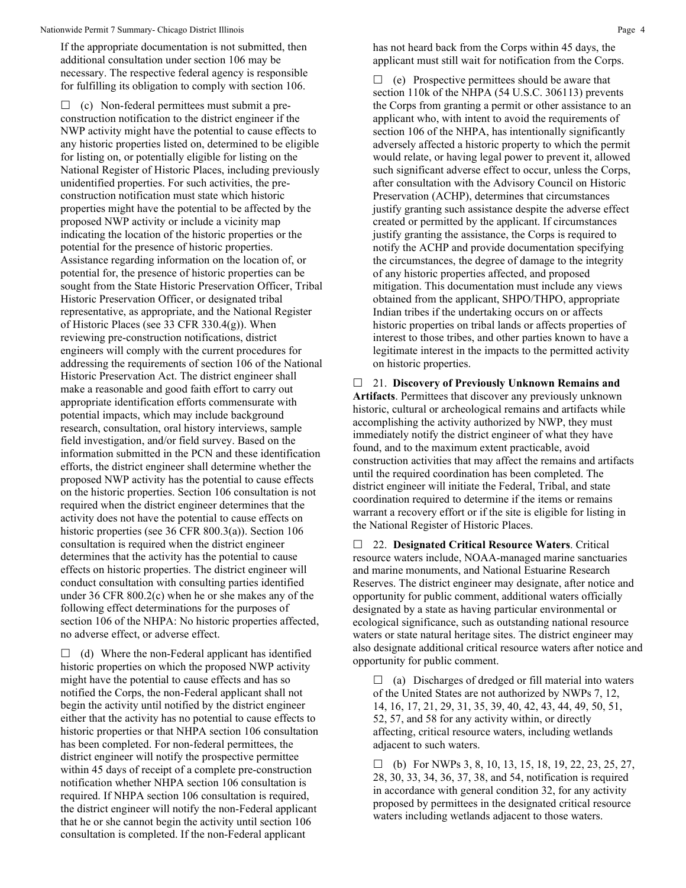If the appropriate documentation is not submitted, then additional consultation under section 106 may be necessary. The respective federal agency is responsible for fulfilling its obligation to comply with section 106.

☐ (c) Non-federal permittees must submit a pre-construction notification to the district engineer if the NWP activity might have the potential to cause effects to any historic properties listed on, determined to be eligible for listing on, or potentially eligible for listing on the National Register of Historic Places, including previously unidentified properties. For such activities, the pre-construction notification must state which historic properties might have the potential to be affected by the proposed NWP activity or include a vicinity map indicating the location of the historic properties or the potential for the presence of historic properties. Assistance regarding information on the location of, or potential for, the presence of historic properties can be sought from the State Historic Preservation Officer, Tribal Historic Preservation Officer, or designated tribal representative, as appropriate, and the National Register of Historic Places (see 33 CFR 330.4(g)). When reviewing pre-construction notifications, district engineers will comply with the current procedures for addressing the requirements of section 106 of the National Historic Preservation Act. The district engineer shall make a reasonable and good faith effort to carry out appropriate identification efforts commensurate with potential impacts, which may include background research, consultation, oral history interviews, sample field investigation, and/or field survey. Based on the information submitted in the PCN and these identification efforts, the district engineer shall determine whether the proposed NWP activity has the potential to cause effects on the historic properties. Section 106 consultation is not required when the district engineer determines that the activity does not have the potential to cause effects on historic properties (see 36 CFR 800.3(a)). Section 106 consultation is required when the district engineer determines that the activity has the potential to cause effects on historic properties. The district engineer will conduct consultation with consulting parties identified under 36 CFR 800.2(c) when he or she makes any of the following effect determinations for the purposes of section 106 of the NHPA: No historic properties affected, no adverse effect, or adverse effect.

☐ (d) Where the non-Federal applicant has identified historic properties on which the proposed NWP activity might have the potential to cause effects and has so notified the Corps, the non-Federal applicant shall not begin the activity until notified by the district engineer either that the activity has no potential to cause effects to historic properties or that NHPA section 106 consultation has been completed. For non-federal permittees, the district engineer will notify the prospective permittee within 45 days of receipt of a complete pre-construction notification whether NHPA section 106 consultation is required. If NHPA section 106 consultation is required, the district engineer will notify the non-Federal applicant that he or she cannot begin the activity until section 106 consultation is completed. If the non-Federal applicant has not heard back from the Corps within 45 days, the applicant must still wait for notification from the Corps.

☐ (e) Prospective permittees should be aware that section 110k of the NHPA (54 U.S.C. 306113) prevents the Corps from granting a permit or other assistance to an applicant who, with intent to avoid the requirements of section 106 of the NHPA, has intentionally significantly adversely affected a historic property to which the permit would relate, or having legal power to prevent it, allowed such significant adverse effect to occur, unless the Corps, after consultation with the Advisory Council on Historic Preservation (ACHP), determines that circumstances justify granting such assistance despite the adverse effect created or permitted by the applicant. If circumstances justify granting the assistance, the Corps is required to notify the ACHP and provide documentation specifying the circumstances, the degree of damage to the integrity of any historic properties affected, and proposed mitigation. This documentation must include any views obtained from the applicant, SHPO/THPO, appropriate Indian tribes if the undertaking occurs on or affects historic properties on tribal lands or affects properties of interest to those tribes, and other parties known to have a legitimate interest in the impacts to the permitted activity on historic properties.

☐ 21. **Discovery of Previously Unknown Remains and Artifacts**. Permittees that discover any previously unknown historic, cultural or archeological remains and artifacts while accomplishing the activity authorized by NWP, they must immediately notify the district engineer of what they have found, and to the maximum extent practicable, avoid construction activities that may affect the remains and artifacts until the required coordination has been completed. The district engineer will initiate the Federal, Tribal, and state coordination required to determine if the items or remains warrant a recovery effort or if the site is eligible for listing in the National Register of Historic Places.

☐ 22. **Designated Critical Resource Waters**. Critical resource waters include, NOAA-managed marine sanctuaries and marine monuments, and National Estuarine Research Reserves. The district engineer may designate, after notice and opportunity for public comment, additional waters officially designated by a state as having particular environmental or ecological significance, such as outstanding national resource waters or state natural heritage sites. The district engineer may also designate additional critical resource waters after notice and opportunity for public comment.

☐ (a) Discharges of dredged or fill material into waters of the United States are not authorized by NWPs 7, 12, 14, 16, 17, 21, 29, 31, 35, 39, 40, 42, 43, 44, 49, 50, 51, 52, 57, and 58 for any activity within, or directly affecting, critical resource waters, including wetlands adjacent to such waters.

☐ (b) For NWPs 3, 8, 10, 13, 15, 18, 19, 22, 23, 25, 27, 28, 30, 33, 34, 36, 37, 38, and 54, notification is required in accordance with general condition 32, for any activity proposed by permittees in the designated critical resource waters including wetlands adjacent to those waters.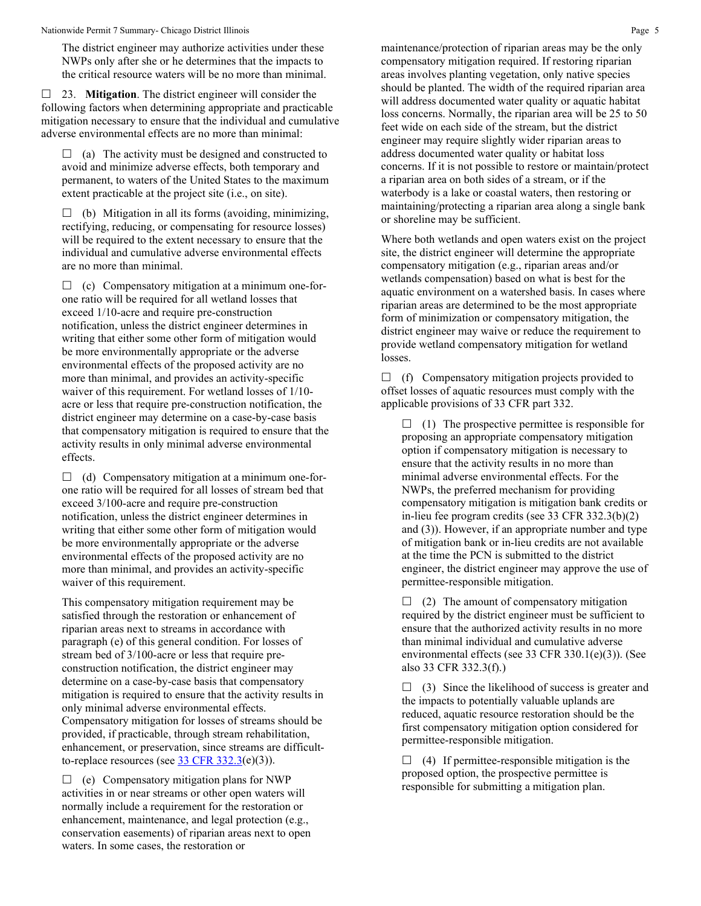The district engineer may authorize activities under these NWPs only after she or he determines that the impacts to the critical resource waters will be no more than minimal.

☐ 23. **Mitigation**. The district engineer will consider the following factors when determining appropriate and practicable mitigation necessary to ensure that the individual and cumulative adverse environmental effects are no more than minimal:

☐ (a) The activity must be designed and constructed to avoid and minimize adverse effects, both temporary and permanent, to waters of the United States to the maximum extent practicable at the project site (i.e., on site).

☐ (b) Mitigation in all its forms (avoiding, minimizing, rectifying, reducing, or compensating for resource losses) will be required to the extent necessary to ensure that the individual and cumulative adverse environmental effects are no more than minimal.

☐ (c) Compensatory mitigation at a minimum one-for-one ratio will be required for all wetland losses that exceed 1/10-acre and require pre-construction notification, unless the district engineer determines in writing that either some other form of mitigation would be more environmentally appropriate or the adverse environmental effects of the proposed activity are no more than minimal, and provides an activity-specific waiver of this requirement. For wetland losses of 1/10-acre or less that require pre-construction notification, the district engineer may determine on a case-by-case basis that compensatory mitigation is required to ensure that the activity results in only minimal adverse environmental effects.

☐ (d) Compensatory mitigation at a minimum one-for-one ratio will be required for all losses of stream bed that exceed 3/100-acre and require pre-construction notification, unless the district engineer determines in writing that either some other form of mitigation would be more environmentally appropriate or the adverse environmental effects of the proposed activity are no more than minimal, and provides an activity-specific waiver of this requirement.

This compensatory mitigation requirement may be satisfied through the restoration or enhancement of riparian areas next to streams in accordance with paragraph (e) of this general condition. For losses of stream bed of 3/100-acre or less that require pre-construction notification, the district engineer may determine on a case-by-case basis that compensatory mitigation is required to ensure that the activity results in only minimal adverse environmental effects. Compensatory mitigation for losses of streams should be provided, if practicable, through stream rehabilitation, enhancement, or preservation, since streams are difficult-to-replace resources (see 33 CFR 332.3(e)(3)).

☐ (e) Compensatory mitigation plans for NWP activities in or near streams or other open waters will normally include a requirement for the restoration or enhancement, maintenance, and legal protection (e.g., conservation easements) of riparian areas next to open waters. In some cases, the restoration or maintenance/protection of riparian areas may be the only compensatory mitigation required. If restoring riparian areas involves planting vegetation, only native species should be planted. The width of the required riparian area will address documented water quality or aquatic habitat loss concerns. Normally, the riparian area will be 25 to 50 feet wide on each side of the stream, but the district engineer may require slightly wider riparian areas to address documented water quality or habitat loss concerns. If it is not possible to restore or maintain/protect a riparian area on both sides of a stream, or if the waterbody is a lake or coastal waters, then restoring or maintaining/protecting a riparian area along a single bank or shoreline may be sufficient.

Where both wetlands and open waters exist on the project site, the district engineer will determine the appropriate compensatory mitigation (e.g., riparian areas and/or wetlands compensation) based on what is best for the aquatic environment on a watershed basis. In cases where riparian areas are determined to be the most appropriate form of minimization or compensatory mitigation, the district engineer may waive or reduce the requirement to provide wetland compensatory mitigation for wetland losses.

☐ (f) Compensatory mitigation projects provided to offset losses of aquatic resources must comply with the applicable provisions of 33 CFR part 332.

☐ (1) The prospective permittee is responsible for proposing an appropriate compensatory mitigation option if compensatory mitigation is necessary to ensure that the activity results in no more than minimal adverse environmental effects. For the NWPs, the preferred mechanism for providing compensatory mitigation is mitigation bank credits or in-lieu fee program credits (see 33 CFR 332.3(b)(2) and (3)). However, if an appropriate number and type of mitigation bank or in-lieu credits are not available at the time the PCN is submitted to the district engineer, the district engineer may approve the use of permittee-responsible mitigation.

☐ (2) The amount of compensatory mitigation required by the district engineer must be sufficient to ensure that the authorized activity results in no more than minimal individual and cumulative adverse environmental effects (see 33 CFR 330.1(e)(3)). (See also 33 CFR 332.3(f).)

☐ (3) Since the likelihood of success is greater and the impacts to potentially valuable uplands are reduced, aquatic resource restoration should be the first compensatory mitigation option considered for permittee-responsible mitigation.

☐ (4) If permittee-responsible mitigation is the proposed option, the prospective permittee is responsible for submitting a mitigation plan.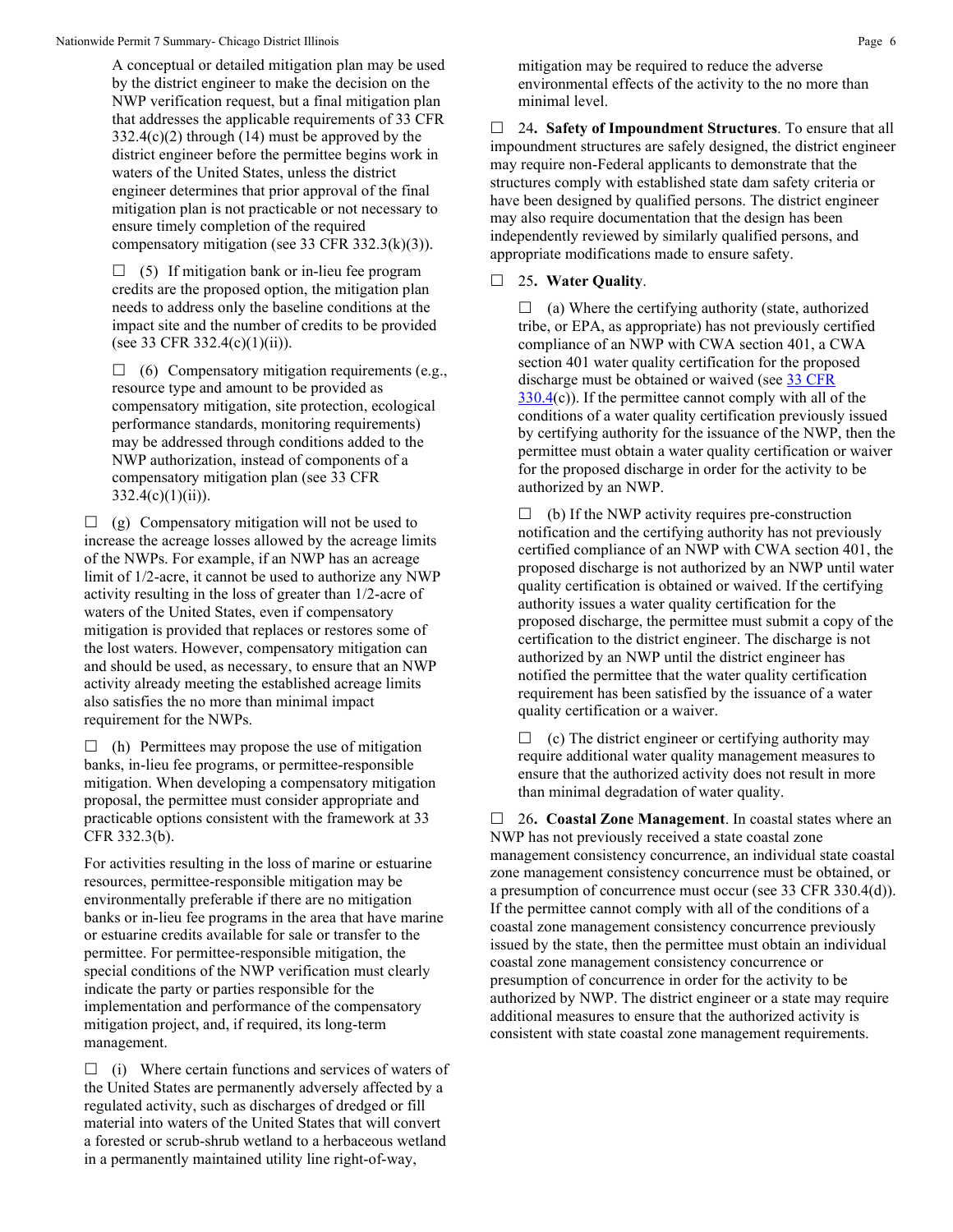A conceptual or detailed mitigation plan may be used by the district engineer to make the decision on the NWP verification request, but a final mitigation plan that addresses the applicable requirements of 33 CFR 332.4(c)(2) through (14) must be approved by the district engineer before the permittee begins work in waters of the United States, unless the district engineer determines that prior approval of the final mitigation plan is not practicable or not necessary to ensure timely completion of the required compensatory mitigation (see 33 CFR 332.3(k)(3)).

☐ (5) If mitigation bank or in-lieu fee program credits are the proposed option, the mitigation plan needs to address only the baseline conditions at the impact site and the number of credits to be provided (see 33 CFR 332.4(c)(1)(ii)).

☐ (6) Compensatory mitigation requirements (e.g., resource type and amount to be provided as compensatory mitigation, site protection, ecological performance standards, monitoring requirements) may be addressed through conditions added to the NWP authorization, instead of components of a compensatory mitigation plan (see 33 CFR 332.4(c)(1)(ii)).

☐ (g) Compensatory mitigation will not be used to increase the acreage losses allowed by the acreage limits of the NWPs. For example, if an NWP has an acreage limit of 1/2-acre, it cannot be used to authorize any NWP activity resulting in the loss of greater than 1/2-acre of waters of the United States, even if compensatory mitigation is provided that replaces or restores some of the lost waters. However, compensatory mitigation can and should be used, as necessary, to ensure that an NWP activity already meeting the established acreage limits also satisfies the no more than minimal impact requirement for the NWPs.

☐ (h) Permittees may propose the use of mitigation banks, in-lieu fee programs, or permittee-responsible mitigation. When developing a compensatory mitigation proposal, the permittee must consider appropriate and practicable options consistent with the framework at 33 CFR 332.3(b).

For activities resulting in the loss of marine or estuarine resources, permittee-responsible mitigation may be environmentally preferable if there are no mitigation banks or in-lieu fee programs in the area that have marine or estuarine credits available for sale or transfer to the permittee. For permittee-responsible mitigation, the special conditions of the NWP verification must clearly indicate the party or parties responsible for the implementation and performance of the compensatory mitigation project, and, if required, its long-term management.

☐ (i) Where certain functions and services of waters of the United States are permanently adversely affected by a regulated activity, such as discharges of dredged or fill material into waters of the United States that will convert a forested or scrub-shrub wetland to a herbaceous wetland in a permanently maintained utility line right-of-way, mitigation may be required to reduce the adverse environmental effects of the activity to the no more than minimal level.

☐ 24. **Safety of Impoundment Structures**. To ensure that all impoundment structures are safely designed, the district engineer may require non-Federal applicants to demonstrate that the structures comply with established state dam safety criteria or have been designed by qualified persons. The district engineer may also require documentation that the design has been independently reviewed by similarly qualified persons, and appropriate modifications made to ensure safety.

☐ 25. **Water Quality**.

☐ (a) Where the certifying authority (state, authorized tribe, or EPA, as appropriate) has not previously certified compliance of an NWP with CWA section 401, a CWA section 401 water quality certification for the proposed discharge must be obtained or waived (see 33 CFR 330.4(c)). If the permittee cannot comply with all of the conditions of a water quality certification previously issued by certifying authority for the issuance of the NWP, then the permittee must obtain a water quality certification or waiver for the proposed discharge in order for the activity to be authorized by an NWP.

☐ (b) If the NWP activity requires pre-construction notification and the certifying authority has not previously certified compliance of an NWP with CWA section 401, the proposed discharge is not authorized by an NWP until water quality certification is obtained or waived. If the certifying authority issues a water quality certification for the proposed discharge, the permittee must submit a copy of the certification to the district engineer. The discharge is not authorized by an NWP until the district engineer has notified the permittee that the water quality certification requirement has been satisfied by the issuance of a water quality certification or a waiver.

☐ (c) The district engineer or certifying authority may require additional water quality management measures to ensure that the authorized activity does not result in more than minimal degradation of water quality.

☐ 26. **Coastal Zone Management**. In coastal states where an NWP has not previously received a state coastal zone management consistency concurrence, an individual state coastal zone management consistency concurrence must be obtained, or a presumption of concurrence must occur (see 33 CFR 330.4(d)). If the permittee cannot comply with all of the conditions of a coastal zone management consistency concurrence previously issued by the state, then the permittee must obtain an individual coastal zone management consistency concurrence or presumption of concurrence in order for the activity to be authorized by NWP. The district engineer or a state may require additional measures to ensure that the authorized activity is consistent with state coastal zone management requirements.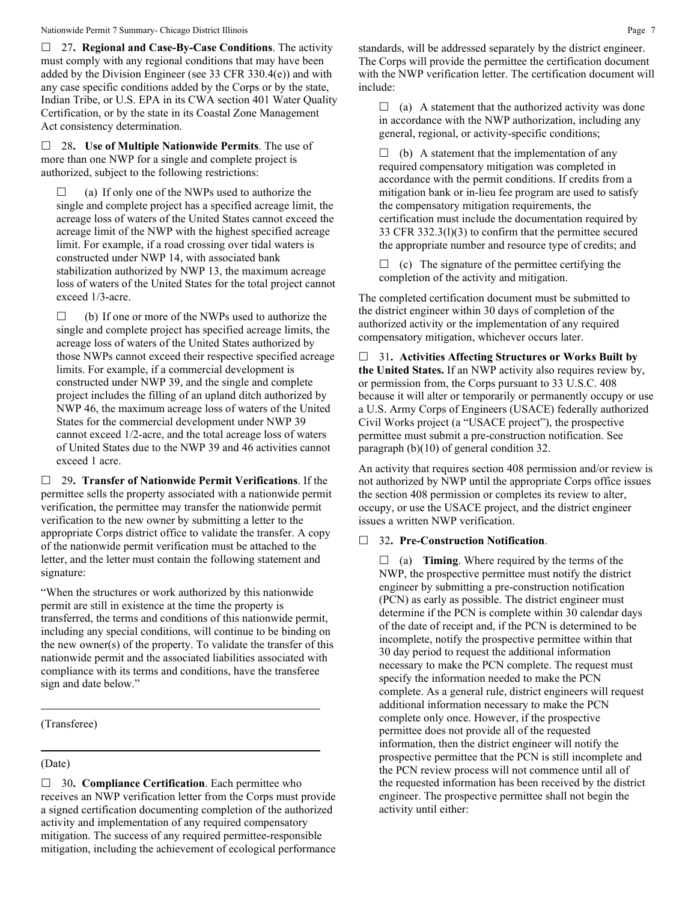☐ 27**. Regional and Case-By-Case Conditions**. The activity must comply with any regional conditions that may have been added by the Division Engineer (see 33 CFR 330.4(e)) and with any case specific conditions added by the Corps or by the state, Indian Tribe, or U.S. EPA in its CWA section 401 Water Quality Certification, or by the state in its Coastal Zone Management Act consistency determination.

☐ 28**. Use of Multiple Nationwide Permits**. The use of more than one NWP for a single and complete project is authorized, subject to the following restrictions:

☐ (a) If only one of the NWPs used to authorize the single and complete project has a specified acreage limit, the acreage loss of waters of the United States cannot exceed the acreage limit of the NWP with the highest specified acreage limit. For example, if a road crossing over tidal waters is constructed under NWP 14, with associated bank stabilization authorized by NWP 13, the maximum acreage loss of waters of the United States for the total project cannot exceed 1/3-acre.

☐ (b) If one or more of the NWPs used to authorize the single and complete project has specified acreage limits, the acreage loss of waters of the United States authorized by those NWPs cannot exceed their respective specified acreage limits. For example, if a commercial development is constructed under NWP 39, and the single and complete project includes the filling of an upland ditch authorized by NWP 46, the maximum acreage loss of waters of the United States for the commercial development under NWP 39 cannot exceed 1/2-acre, and the total acreage loss of waters of United States due to the NWP 39 and 46 activities cannot exceed 1 acre.

☐ 29**. Transfer of Nationwide Permit Verifications**. If the permittee sells the property associated with a nationwide permit verification, the permittee may transfer the nationwide permit verification to the new owner by submitting a letter to the appropriate Corps district office to validate the transfer. A copy of the nationwide permit verification must be attached to the letter, and the letter must contain the following statement and signature:

"When the structures or work authorized by this nationwide permit are still in existence at the time the property is transferred, the terms and conditions of this nationwide permit, including any special conditions, will continue to be binding on the new owner(s) of the property. To validate the transfer of this nationwide permit and the associated liabilities associated with compliance with its terms and conditions, have the transferee sign and date below."

\_\_\_\_\_\_\_\_\_\_\_\_\_\_\_\_\_\_\_\_\_\_\_\_\_\_\_\_\_\_\_\_\_\_\_\_\_\_\_\_

(Transferee)

\_\_\_\_\_\_\_\_\_\_\_\_\_\_\_\_\_\_\_\_\_\_\_\_\_\_\_\_\_\_\_\_\_\_\_\_\_\_\_\_

(Date)

☐ 30**. Compliance Certification**. Each permittee who receives an NWP verification letter from the Corps must provide a signed certification documenting completion of the authorized activity and implementation of any required compensatory mitigation. The success of any required permittee-responsible mitigation, including the achievement of ecological performance standards, will be addressed separately by the district engineer. The Corps will provide the permittee the certification document with the NWP verification letter. The certification document will include:

☐ (a) A statement that the authorized activity was done in accordance with the NWP authorization, including any general, regional, or activity-specific conditions;

☐ (b) A statement that the implementation of any required compensatory mitigation was completed in accordance with the permit conditions. If credits from a mitigation bank or in-lieu fee program are used to satisfy the compensatory mitigation requirements, the certification must include the documentation required by 33 CFR 332.3(l)(3) to confirm that the permittee secured the appropriate number and resource type of credits; and

☐ (c) The signature of the permittee certifying the completion of the activity and mitigation.

The completed certification document must be submitted to the district engineer within 30 days of completion of the authorized activity or the implementation of any required compensatory mitigation, whichever occurs later.

☐ 31**. Activities Affecting Structures or Works Built by the United States.** If an NWP activity also requires review by, or permission from, the Corps pursuant to 33 U.S.C. 408 because it will alter or temporarily or permanently occupy or use a U.S. Army Corps of Engineers (USACE) federally authorized Civil Works project (a "USACE project"), the prospective permittee must submit a pre-construction notification. See paragraph (b)(10) of general condition 32.

An activity that requires section 408 permission and/or review is not authorized by NWP until the appropriate Corps office issues the section 408 permission or completes its review to alter, occupy, or use the USACE project, and the district engineer issues a written NWP verification.

☐ 32**. Pre-Construction Notification**.

☐ (a) **Timing**. Where required by the terms of the NWP, the prospective permittee must notify the district engineer by submitting a pre-construction notification (PCN) as early as possible. The district engineer must determine if the PCN is complete within 30 calendar days of the date of receipt and, if the PCN is determined to be incomplete, notify the prospective permittee within that 30 day period to request the additional information necessary to make the PCN complete. The request must specify the information needed to make the PCN complete. As a general rule, district engineers will request additional information necessary to make the PCN complete only once. However, if the prospective permittee does not provide all of the requested information, then the district engineer will notify the prospective permittee that the PCN is still incomplete and the PCN review process will not commence until all of the requested information has been received by the district engineer. The prospective permittee shall not begin the activity until either: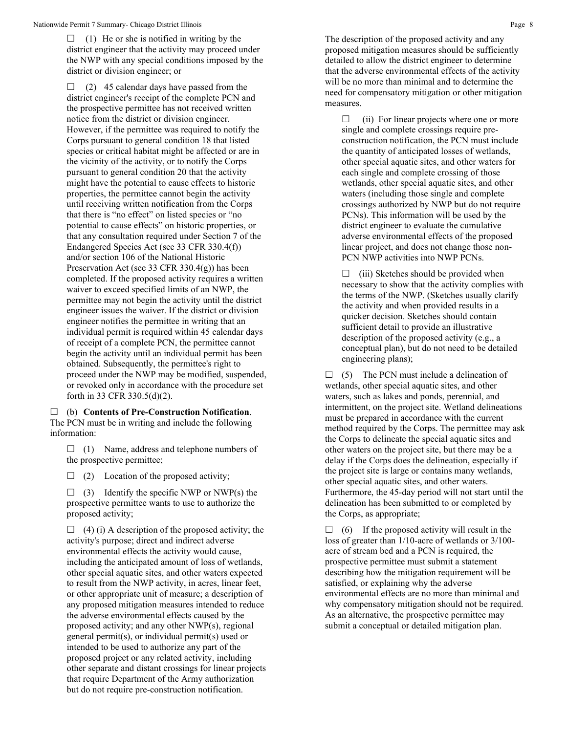☐ (1) He or she is notified in writing by the district engineer that the activity may proceed under the NWP with any special conditions imposed by the district or division engineer; or

☐ (2) 45 calendar days have passed from the district engineer's receipt of the complete PCN and the prospective permittee has not received written notice from the district or division engineer. However, if the permittee was required to notify the Corps pursuant to general condition 18 that listed species or critical habitat might be affected or are in the vicinity of the activity, or to notify the Corps pursuant to general condition 20 that the activity might have the potential to cause effects to historic properties, the permittee cannot begin the activity until receiving written notification from the Corps that there is "no effect" on listed species or "no potential to cause effects" on historic properties, or that any consultation required under Section 7 of the Endangered Species Act (see 33 CFR 330.4(f)) and/or section 106 of the National Historic Preservation Act (see 33 CFR 330.4(g)) has been completed. If the proposed activity requires a written waiver to exceed specified limits of an NWP, the permittee may not begin the activity until the district engineer issues the waiver. If the district or division engineer notifies the permittee in writing that an individual permit is required within 45 calendar days of receipt of a complete PCN, the permittee cannot begin the activity until an individual permit has been obtained. Subsequently, the permittee's right to proceed under the NWP may be modified, suspended, or revoked only in accordance with the procedure set forth in 33 CFR 330.5(d)(2).

☐ (b) **Contents of Pre-Construction Notification**. The PCN must be in writing and include the following information:

☐ (1) Name, address and telephone numbers of the prospective permittee;

☐ (2) Location of the proposed activity;

☐ (3) Identify the specific NWP or NWP(s) the prospective permittee wants to use to authorize the proposed activity;

☐ (4) (i) A description of the proposed activity; the activity's purpose; direct and indirect adverse environmental effects the activity would cause, including the anticipated amount of loss of wetlands, other special aquatic sites, and other waters expected to result from the NWP activity, in acres, linear feet, or other appropriate unit of measure; a description of any proposed mitigation measures intended to reduce the adverse environmental effects caused by the proposed activity; and any other NWP(s), regional general permit(s), or individual permit(s) used or intended to be used to authorize any part of the proposed project or any related activity, including other separate and distant crossings for linear projects that require Department of the Army authorization but do not require pre-construction notification. The description of the proposed activity and any proposed mitigation measures should be sufficiently detailed to allow the district engineer to determine that the adverse environmental effects of the activity will be no more than minimal and to determine the need for compensatory mitigation or other mitigation measures.

☐ (ii) For linear projects where one or more single and complete crossings require pre-construction notification, the PCN must include the quantity of anticipated losses of wetlands, other special aquatic sites, and other waters for each single and complete crossing of those wetlands, other special aquatic sites, and other waters (including those single and complete crossings authorized by NWP but do not require PCNs). This information will be used by the district engineer to evaluate the cumulative adverse environmental effects of the proposed linear project, and does not change those non-PCN NWP activities into NWP PCNs.

☐ (iii) Sketches should be provided when necessary to show that the activity complies with the terms of the NWP. (Sketches usually clarify the activity and when provided results in a quicker decision. Sketches should contain sufficient detail to provide an illustrative description of the proposed activity (e.g., a conceptual plan), but do not need to be detailed engineering plans);

☐ (5) The PCN must include a delineation of wetlands, other special aquatic sites, and other waters, such as lakes and ponds, perennial, and intermittent, on the project site. Wetland delineations must be prepared in accordance with the current method required by the Corps. The permittee may ask the Corps to delineate the special aquatic sites and other waters on the project site, but there may be a delay if the Corps does the delineation, especially if the project site is large or contains many wetlands, other special aquatic sites, and other waters. Furthermore, the 45-day period will not start until the delineation has been submitted to or completed by the Corps, as appropriate;

☐ (6) If the proposed activity will result in the loss of greater than 1/10-acre of wetlands or 3/100-acre of stream bed and a PCN is required, the prospective permittee must submit a statement describing how the mitigation requirement will be satisfied, or explaining why the adverse environmental effects are no more than minimal and why compensatory mitigation should not be required. As an alternative, the prospective permittee may submit a conceptual or detailed mitigation plan.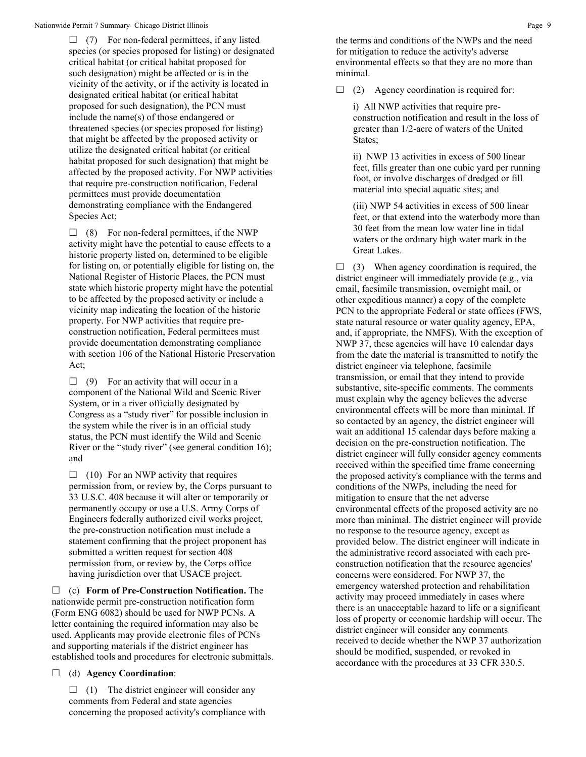☐ (7) For non-federal permittees, if any listed species (or species proposed for listing) or designated critical habitat (or critical habitat proposed for such designation) might be affected or is in the vicinity of the activity, or if the activity is located in designated critical habitat (or critical habitat proposed for such designation), the PCN must include the name(s) of those endangered or threatened species (or species proposed for listing) that might be affected by the proposed activity or utilize the designated critical habitat (or critical habitat proposed for such designation) that might be affected by the proposed activity. For NWP activities that require pre-construction notification, Federal permittees must provide documentation demonstrating compliance with the Endangered Species Act;

☐ (8) For non-federal permittees, if the NWP activity might have the potential to cause effects to a historic property listed on, determined to be eligible for listing on, or potentially eligible for listing on, the National Register of Historic Places, the PCN must state which historic property might have the potential to be affected by the proposed activity or include a vicinity map indicating the location of the historic property. For NWP activities that require pre-construction notification, Federal permittees must provide documentation demonstrating compliance with section 106 of the National Historic Preservation Act;

☐ (9) For an activity that will occur in a component of the National Wild and Scenic River System, or in a river officially designated by Congress as a "study river" for possible inclusion in the system while the river is in an official study status, the PCN must identify the Wild and Scenic River or the "study river" (see general condition 16); and

☐ (10) For an NWP activity that requires permission from, or review by, the Corps pursuant to 33 U.S.C. 408 because it will alter or temporarily or permanently occupy or use a U.S. Army Corps of Engineers federally authorized civil works project, the pre-construction notification must include a statement confirming that the project proponent has submitted a written request for section 408 permission from, or review by, the Corps office having jurisdiction over that USACE project.

☐ (c) **Form of Pre-Construction Notification.** The nationwide permit pre-construction notification form (Form ENG 6082) should be used for NWP PCNs. A letter containing the required information may also be used. Applicants may provide electronic files of PCNs and supporting materials if the district engineer has established tools and procedures for electronic submittals.

☐ (d) **Agency Coordination**:

☐ (1) The district engineer will consider any comments from Federal and state agencies concerning the proposed activity's compliance with the terms and conditions of the NWPs and the need for mitigation to reduce the activity's adverse environmental effects so that they are no more than minimal.

☐ (2) Agency coordination is required for:

i) All NWP activities that require pre-construction notification and result in the loss of greater than 1/2-acre of waters of the United States;

ii) NWP 13 activities in excess of 500 linear feet, fills greater than one cubic yard per running foot, or involve discharges of dredged or fill material into special aquatic sites; and

(iii) NWP 54 activities in excess of 500 linear feet, or that extend into the waterbody more than 30 feet from the mean low water line in tidal waters or the ordinary high water mark in the Great Lakes.

☐ (3) When agency coordination is required, the district engineer will immediately provide (e.g., via email, facsimile transmission, overnight mail, or other expeditious manner) a copy of the complete PCN to the appropriate Federal or state offices (FWS, state natural resource or water quality agency, EPA, and, if appropriate, the NMFS). With the exception of NWP 37, these agencies will have 10 calendar days from the date the material is transmitted to notify the district engineer via telephone, facsimile transmission, or email that they intend to provide substantive, site-specific comments. The comments must explain why the agency believes the adverse environmental effects will be more than minimal. If so contacted by an agency, the district engineer will wait an additional 15 calendar days before making a decision on the pre-construction notification. The district engineer will fully consider agency comments received within the specified time frame concerning the proposed activity's compliance with the terms and conditions of the NWPs, including the need for mitigation to ensure that the net adverse environmental effects of the proposed activity are no more than minimal. The district engineer will provide no response to the resource agency, except as provided below. The district engineer will indicate in the administrative record associated with each pre-construction notification that the resource agencies' concerns were considered. For NWP 37, the emergency watershed protection and rehabilitation activity may proceed immediately in cases where there is an unacceptable hazard to life or a significant loss of property or economic hardship will occur. The district engineer will consider any comments received to decide whether the NWP 37 authorization should be modified, suspended, or revoked in accordance with the procedures at 33 CFR 330.5.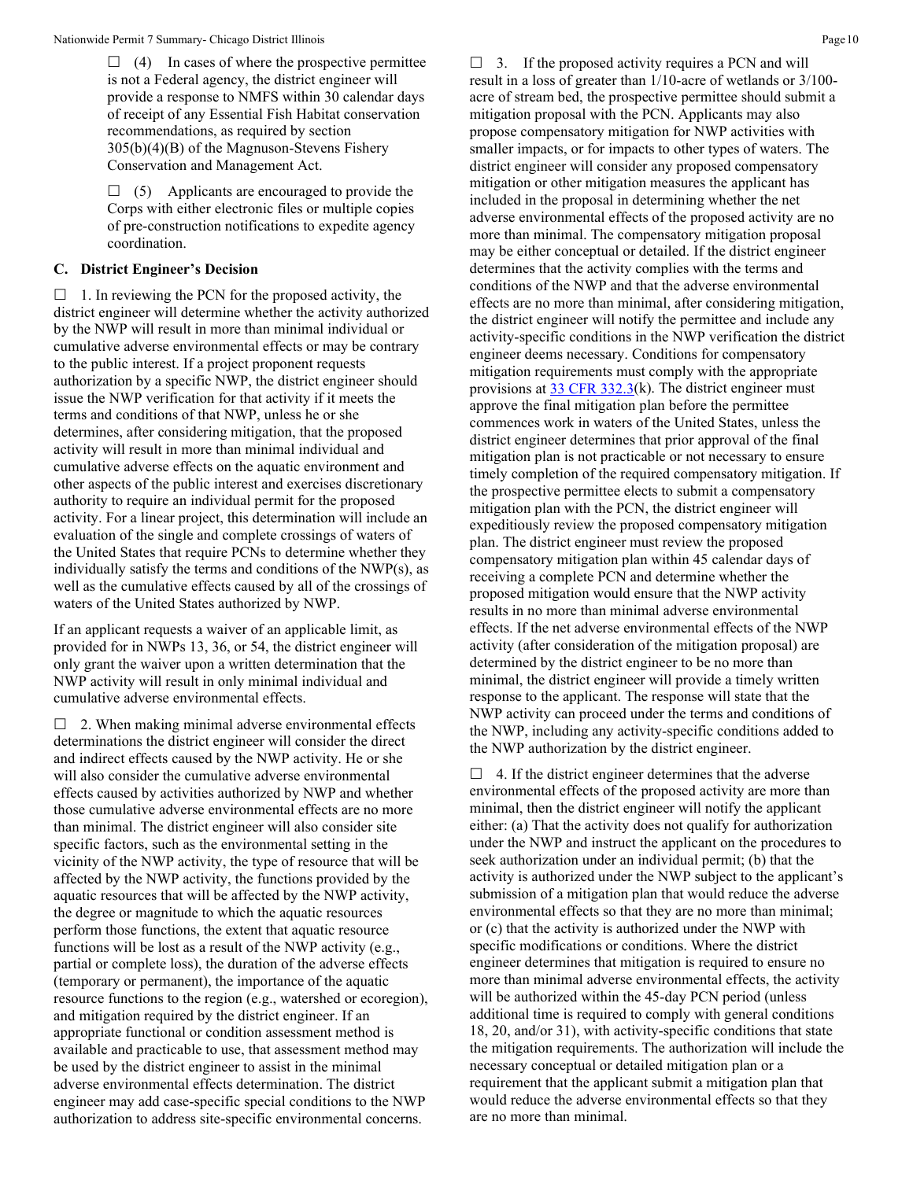☐ (4) In cases of where the prospective permittee is not a Federal agency, the district engineer will provide a response to NMFS within 30 calendar days of receipt of any Essential Fish Habitat conservation recommendations, as required by section 305(b)(4)(B) of the Magnuson-Stevens Fishery Conservation and Management Act.

☐ (5) Applicants are encouraged to provide the Corps with either electronic files or multiple copies of pre-construction notifications to expedite agency coordination.

## C. District Engineer's Decision

☐ 1. In reviewing the PCN for the proposed activity, the district engineer will determine whether the activity authorized by the NWP will result in more than minimal individual or cumulative adverse environmental effects or may be contrary to the public interest. If a project proponent requests authorization by a specific NWP, the district engineer should issue the NWP verification for that activity if it meets the terms and conditions of that NWP, unless he or she determines, after considering mitigation, that the proposed activity will result in more than minimal individual and cumulative adverse effects on the aquatic environment and other aspects of the public interest and exercises discretionary authority to require an individual permit for the proposed activity. For a linear project, this determination will include an evaluation of the single and complete crossings of waters of the United States that require PCNs to determine whether they individually satisfy the terms and conditions of the NWP(s), as well as the cumulative effects caused by all of the crossings of waters of the United States authorized by NWP.

If an applicant requests a waiver of an applicable limit, as provided for in NWPs 13, 36, or 54, the district engineer will only grant the waiver upon a written determination that the NWP activity will result in only minimal individual and cumulative adverse environmental effects.

☐ 2. When making minimal adverse environmental effects determinations the district engineer will consider the direct and indirect effects caused by the NWP activity. He or she will also consider the cumulative adverse environmental effects caused by activities authorized by NWP and whether those cumulative adverse environmental effects are no more than minimal. The district engineer will also consider site specific factors, such as the environmental setting in the vicinity of the NWP activity, the type of resource that will be affected by the NWP activity, the functions provided by the aquatic resources that will be affected by the NWP activity, the degree or magnitude to which the aquatic resources perform those functions, the extent that aquatic resource functions will be lost as a result of the NWP activity (e.g., partial or complete loss), the duration of the adverse effects (temporary or permanent), the importance of the aquatic resource functions to the region (e.g., watershed or ecoregion), and mitigation required by the district engineer. If an appropriate functional or condition assessment method is available and practicable to use, that assessment method may be used by the district engineer to assist in the minimal adverse environmental effects determination. The district engineer may add case-specific special conditions to the NWP authorization to address site-specific environmental concerns.

☐ 3. If the proposed activity requires a PCN and will result in a loss of greater than 1/10-acre of wetlands or 3/100-acre of stream bed, the prospective permittee should submit a mitigation proposal with the PCN. Applicants may also propose compensatory mitigation for NWP activities with smaller impacts, or for impacts to other types of waters. The district engineer will consider any proposed compensatory mitigation or other mitigation measures the applicant has included in the proposal in determining whether the net adverse environmental effects of the proposed activity are no more than minimal. The compensatory mitigation proposal may be either conceptual or detailed. If the district engineer determines that the activity complies with the terms and conditions of the NWP and that the adverse environmental effects are no more than minimal, after considering mitigation, the district engineer will notify the permittee and include any activity-specific conditions in the NWP verification the district engineer deems necessary. Conditions for compensatory mitigation requirements must comply with the appropriate provisions at 33 CFR 332.3(k). The district engineer must approve the final mitigation plan before the permittee commences work in waters of the United States, unless the district engineer determines that prior approval of the final mitigation plan is not practicable or not necessary to ensure timely completion of the required compensatory mitigation. If the prospective permittee elects to submit a compensatory mitigation plan with the PCN, the district engineer will expeditiously review the proposed compensatory mitigation plan. The district engineer must review the proposed compensatory mitigation plan within 45 calendar days of receiving a complete PCN and determine whether the proposed mitigation would ensure that the NWP activity results in no more than minimal adverse environmental effects. If the net adverse environmental effects of the NWP activity (after consideration of the mitigation proposal) are determined by the district engineer to be no more than minimal, the district engineer will provide a timely written response to the applicant. The response will state that the NWP activity can proceed under the terms and conditions of the NWP, including any activity-specific conditions added to the NWP authorization by the district engineer.

☐ 4. If the district engineer determines that the adverse environmental effects of the proposed activity are more than minimal, then the district engineer will notify the applicant either: (a) That the activity does not qualify for authorization under the NWP and instruct the applicant on the procedures to seek authorization under an individual permit; (b) that the activity is authorized under the NWP subject to the applicant's submission of a mitigation plan that would reduce the adverse environmental effects so that they are no more than minimal; or (c) that the activity is authorized under the NWP with specific modifications or conditions. Where the district engineer determines that mitigation is required to ensure no more than minimal adverse environmental effects, the activity will be authorized within the 45-day PCN period (unless additional time is required to comply with general conditions 18, 20, and/or 31), with activity-specific conditions that state the mitigation requirements. The authorization will include the necessary conceptual or detailed mitigation plan or a requirement that the applicant submit a mitigation plan that would reduce the adverse environmental effects so that they are no more than minimal.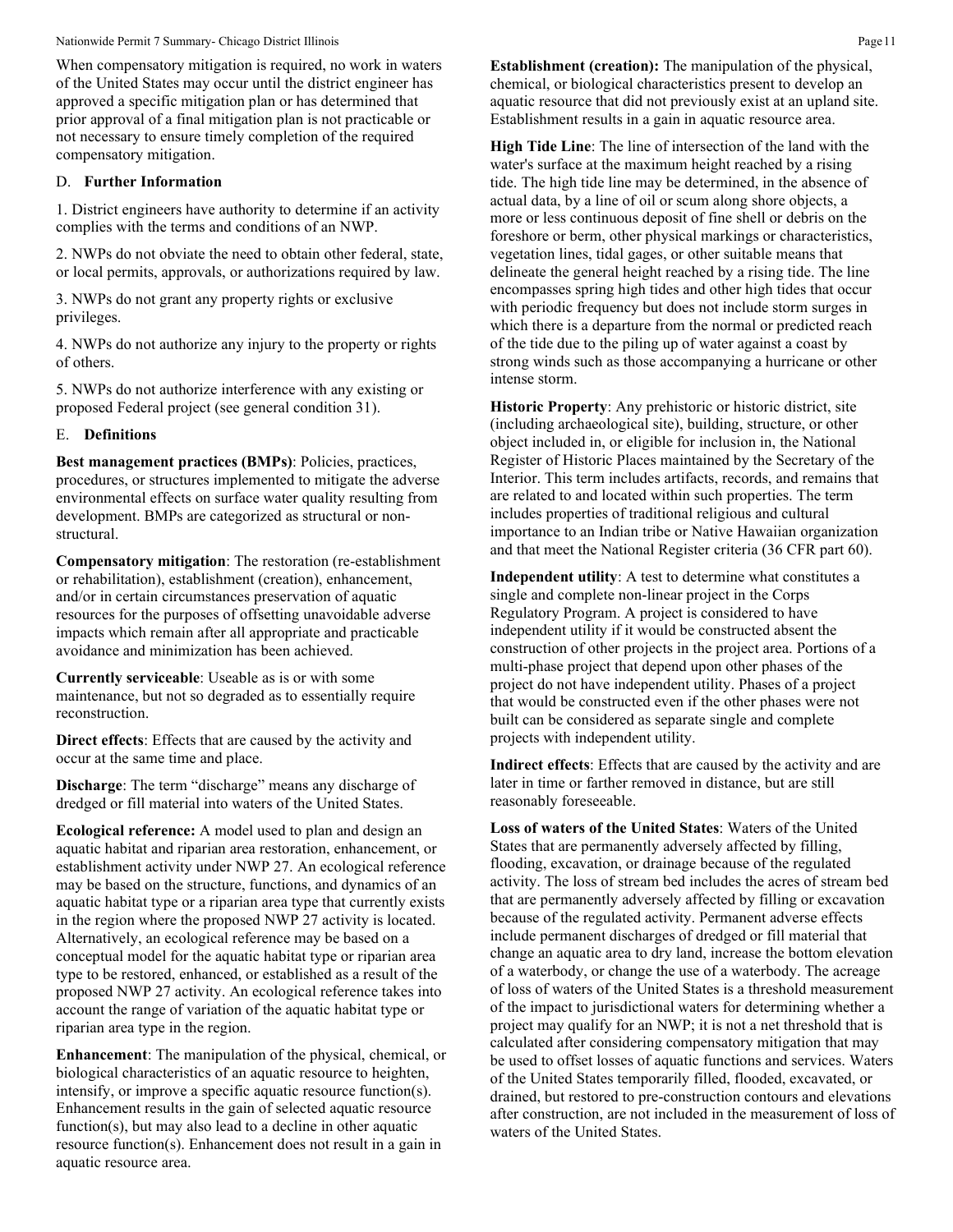When compensatory mitigation is required, no work in waters of the United States may occur until the district engineer has approved a specific mitigation plan or has determined that prior approval of a final mitigation plan is not practicable or not necessary to ensure timely completion of the required compensatory mitigation.

D. **Further Information**

1. District engineers have authority to determine if an activity complies with the terms and conditions of an NWP.

2. NWPs do not obviate the need to obtain other federal, state, or local permits, approvals, or authorizations required by law.

3. NWPs do not grant any property rights or exclusive privileges.

4. NWPs do not authorize any injury to the property or rights of others.

5. NWPs do not authorize interference with any existing or proposed Federal project (see general condition 31).

E. **Definitions**

**Best management practices (BMPs)**: Policies, practices, procedures, or structures implemented to mitigate the adverse environmental effects on surface water quality resulting from development. BMPs are categorized as structural or non-structural.

**Compensatory mitigation**: The restoration (re-establishment or rehabilitation), establishment (creation), enhancement, and/or in certain circumstances preservation of aquatic resources for the purposes of offsetting unavoidable adverse impacts which remain after all appropriate and practicable avoidance and minimization has been achieved.

**Currently serviceable**: Useable as is or with some maintenance, but not so degraded as to essentially require reconstruction.

**Direct effects**: Effects that are caused by the activity and occur at the same time and place.

**Discharge**: The term "discharge" means any discharge of dredged or fill material into waters of the United States.

**Ecological reference:** A model used to plan and design an aquatic habitat and riparian area restoration, enhancement, or establishment activity under NWP 27. An ecological reference may be based on the structure, functions, and dynamics of an aquatic habitat type or a riparian area type that currently exists in the region where the proposed NWP 27 activity is located. Alternatively, an ecological reference may be based on a conceptual model for the aquatic habitat type or riparian area type to be restored, enhanced, or established as a result of the proposed NWP 27 activity. An ecological reference takes into account the range of variation of the aquatic habitat type or riparian area type in the region.

**Enhancement**: The manipulation of the physical, chemical, or biological characteristics of an aquatic resource to heighten, intensify, or improve a specific aquatic resource function(s). Enhancement results in the gain of selected aquatic resource function(s), but may also lead to a decline in other aquatic resource function(s). Enhancement does not result in a gain in aquatic resource area.

**Establishment (creation):** The manipulation of the physical, chemical, or biological characteristics present to develop an aquatic resource that did not previously exist at an upland site. Establishment results in a gain in aquatic resource area.

**High Tide Line**: The line of intersection of the land with the water's surface at the maximum height reached by a rising tide. The high tide line may be determined, in the absence of actual data, by a line of oil or scum along shore objects, a more or less continuous deposit of fine shell or debris on the foreshore or berm, other physical markings or characteristics, vegetation lines, tidal gages, or other suitable means that delineate the general height reached by a rising tide. The line encompasses spring high tides and other high tides that occur with periodic frequency but does not include storm surges in which there is a departure from the normal or predicted reach of the tide due to the piling up of water against a coast by strong winds such as those accompanying a hurricane or other intense storm.

**Historic Property**: Any prehistoric or historic district, site (including archaeological site), building, structure, or other object included in, or eligible for inclusion in, the National Register of Historic Places maintained by the Secretary of the Interior. This term includes artifacts, records, and remains that are related to and located within such properties. The term includes properties of traditional religious and cultural importance to an Indian tribe or Native Hawaiian organization and that meet the National Register criteria (36 CFR part 60).

**Independent utility**: A test to determine what constitutes a single and complete non-linear project in the Corps Regulatory Program. A project is considered to have independent utility if it would be constructed absent the construction of other projects in the project area. Portions of a multi-phase project that depend upon other phases of the project do not have independent utility. Phases of a project that would be constructed even if the other phases were not built can be considered as separate single and complete projects with independent utility.

**Indirect effects**: Effects that are caused by the activity and are later in time or farther removed in distance, but are still reasonably foreseeable.

**Loss of waters of the United States**: Waters of the United States that are permanently adversely affected by filling, flooding, excavation, or drainage because of the regulated activity. The loss of stream bed includes the acres of stream bed that are permanently adversely affected by filling or excavation because of the regulated activity. Permanent adverse effects include permanent discharges of dredged or fill material that change an aquatic area to dry land, increase the bottom elevation of a waterbody, or change the use of a waterbody. The acreage of loss of waters of the United States is a threshold measurement of the impact to jurisdictional waters for determining whether a project may qualify for an NWP; it is not a net threshold that is calculated after considering compensatory mitigation that may be used to offset losses of aquatic functions and services. Waters of the United States temporarily filled, flooded, excavated, or drained, but restored to pre-construction contours and elevations after construction, are not included in the measurement of loss of waters of the United States.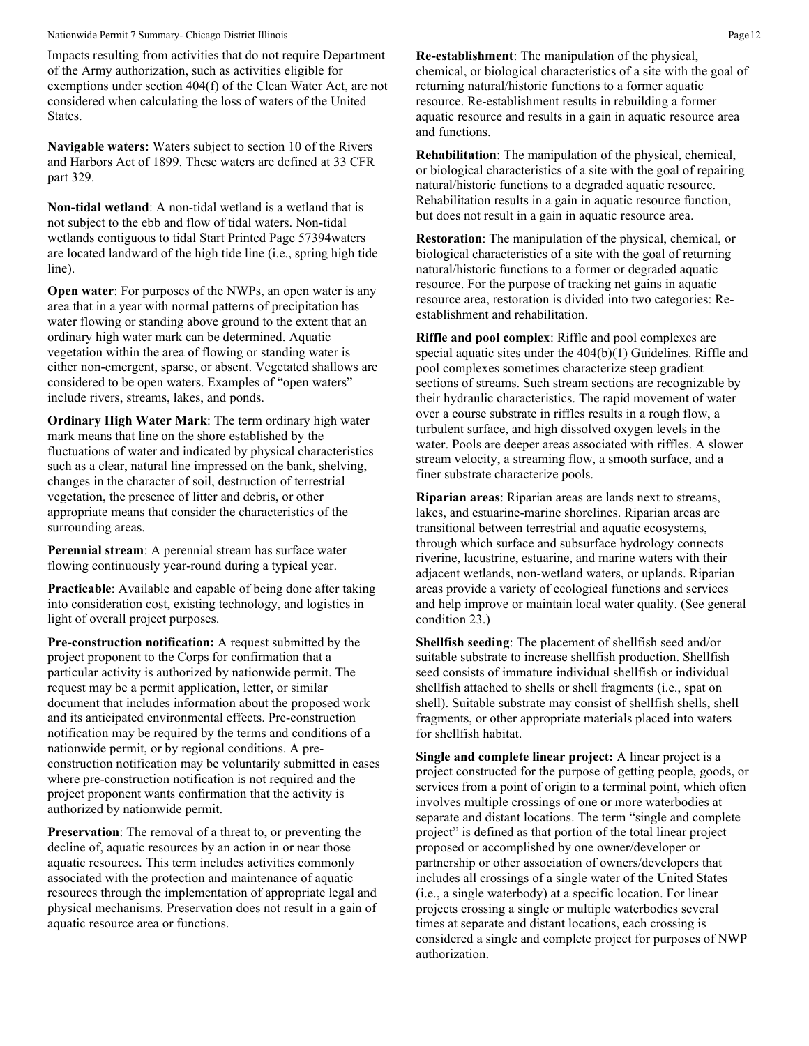Impacts resulting from activities that do not require Department of the Army authorization, such as activities eligible for exemptions under section 404(f) of the Clean Water Act, are not considered when calculating the loss of waters of the United States.

**Navigable waters:** Waters subject to section 10 of the Rivers and Harbors Act of 1899. These waters are defined at 33 CFR part 329.

**Non-tidal wetland**: A non-tidal wetland is a wetland that is not subject to the ebb and flow of tidal waters. Non-tidal wetlands contiguous to tidal Start Printed Page 57394waters are located landward of the high tide line (i.e., spring high tide line).

**Open water**: For purposes of the NWPs, an open water is any area that in a year with normal patterns of precipitation has water flowing or standing above ground to the extent that an ordinary high water mark can be determined. Aquatic vegetation within the area of flowing or standing water is either non-emergent, sparse, or absent. Vegetated shallows are considered to be open waters. Examples of "open waters" include rivers, streams, lakes, and ponds.

**Ordinary High Water Mark**: The term ordinary high water mark means that line on the shore established by the fluctuations of water and indicated by physical characteristics such as a clear, natural line impressed on the bank, shelving, changes in the character of soil, destruction of terrestrial vegetation, the presence of litter and debris, or other appropriate means that consider the characteristics of the surrounding areas.

**Perennial stream**: A perennial stream has surface water flowing continuously year-round during a typical year.

**Practicable**: Available and capable of being done after taking into consideration cost, existing technology, and logistics in light of overall project purposes.

**Pre-construction notification:** A request submitted by the project proponent to the Corps for confirmation that a particular activity is authorized by nationwide permit. The request may be a permit application, letter, or similar document that includes information about the proposed work and its anticipated environmental effects. Pre-construction notification may be required by the terms and conditions of a nationwide permit, or by regional conditions. A pre-construction notification may be voluntarily submitted in cases where pre-construction notification is not required and the project proponent wants confirmation that the activity is authorized by nationwide permit.

**Preservation**: The removal of a threat to, or preventing the decline of, aquatic resources by an action in or near those aquatic resources. This term includes activities commonly associated with the protection and maintenance of aquatic resources through the implementation of appropriate legal and physical mechanisms. Preservation does not result in a gain of aquatic resource area or functions.

**Re-establishment**: The manipulation of the physical, chemical, or biological characteristics of a site with the goal of returning natural/historic functions to a former aquatic resource. Re-establishment results in rebuilding a former aquatic resource and results in a gain in aquatic resource area and functions.

**Rehabilitation**: The manipulation of the physical, chemical, or biological characteristics of a site with the goal of repairing natural/historic functions to a degraded aquatic resource. Rehabilitation results in a gain in aquatic resource function, but does not result in a gain in aquatic resource area.

**Restoration**: The manipulation of the physical, chemical, or biological characteristics of a site with the goal of returning natural/historic functions to a former or degraded aquatic resource. For the purpose of tracking net gains in aquatic resource area, restoration is divided into two categories: Re-establishment and rehabilitation.

**Riffle and pool complex**: Riffle and pool complexes are special aquatic sites under the 404(b)(1) Guidelines. Riffle and pool complexes sometimes characterize steep gradient sections of streams. Such stream sections are recognizable by their hydraulic characteristics. The rapid movement of water over a course substrate in riffles results in a rough flow, a turbulent surface, and high dissolved oxygen levels in the water. Pools are deeper areas associated with riffles. A slower stream velocity, a streaming flow, a smooth surface, and a finer substrate characterize pools.

**Riparian areas**: Riparian areas are lands next to streams, lakes, and estuarine-marine shorelines. Riparian areas are transitional between terrestrial and aquatic ecosystems, through which surface and subsurface hydrology connects riverine, lacustrine, estuarine, and marine waters with their adjacent wetlands, non-wetland waters, or uplands. Riparian areas provide a variety of ecological functions and services and help improve or maintain local water quality. (See general condition 23.)

**Shellfish seeding**: The placement of shellfish seed and/or suitable substrate to increase shellfish production. Shellfish seed consists of immature individual shellfish or individual shellfish attached to shells or shell fragments (i.e., spat on shell). Suitable substrate may consist of shellfish shells, shell fragments, or other appropriate materials placed into waters for shellfish habitat.

**Single and complete linear project:** A linear project is a project constructed for the purpose of getting people, goods, or services from a point of origin to a terminal point, which often involves multiple crossings of one or more waterbodies at separate and distant locations. The term "single and complete project" is defined as that portion of the total linear project proposed or accomplished by one owner/developer or partnership or other association of owners/developers that includes all crossings of a single water of the United States (i.e., a single waterbody) at a specific location. For linear projects crossing a single or multiple waterbodies several times at separate and distant locations, each crossing is considered a single and complete project for purposes of NWP authorization.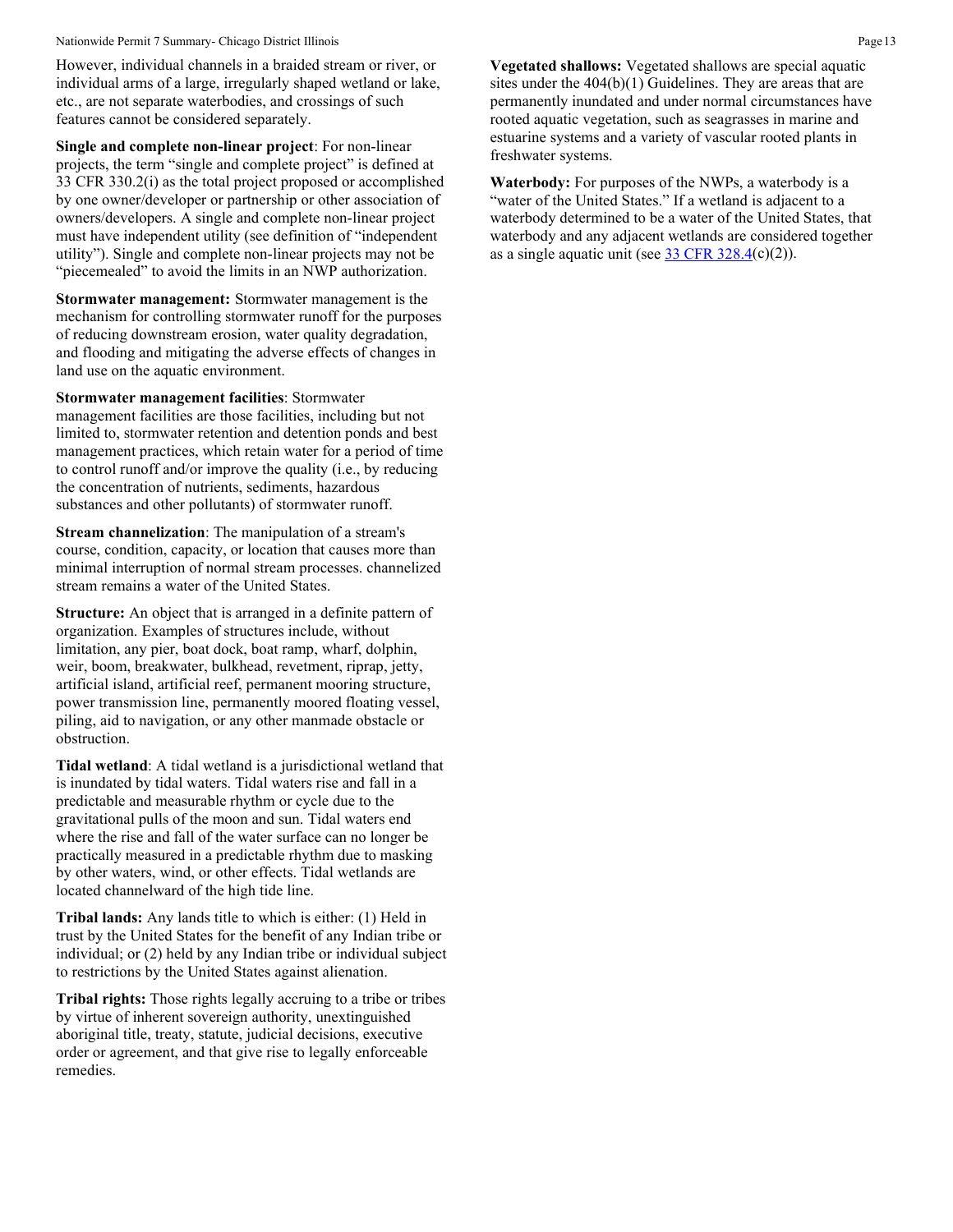However, individual channels in a braided stream or river, or individual arms of a large, irregularly shaped wetland or lake, etc., are not separate waterbodies, and crossings of such features cannot be considered separately.

**Single and complete non-linear project**: For non-linear projects, the term "single and complete project" is defined at 33 CFR 330.2(i) as the total project proposed or accomplished by one owner/developer or partnership or other association of owners/developers. A single and complete non-linear project must have independent utility (see definition of "independent utility"). Single and complete non-linear projects may not be "piecemealed" to avoid the limits in an NWP authorization.

**Stormwater management:** Stormwater management is the mechanism for controlling stormwater runoff for the purposes of reducing downstream erosion, water quality degradation, and flooding and mitigating the adverse effects of changes in land use on the aquatic environment.

**Stormwater management facilities**: Stormwater management facilities are those facilities, including but not limited to, stormwater retention and detention ponds and best management practices, which retain water for a period of time to control runoff and/or improve the quality (i.e., by reducing the concentration of nutrients, sediments, hazardous substances and other pollutants) of stormwater runoff.

**Stream channelization**: The manipulation of a stream's course, condition, capacity, or location that causes more than minimal interruption of normal stream processes. channelized stream remains a water of the United States.

**Structure:** An object that is arranged in a definite pattern of organization. Examples of structures include, without limitation, any pier, boat dock, boat ramp, wharf, dolphin, weir, boom, breakwater, bulkhead, revetment, riprap, jetty, artificial island, artificial reef, permanent mooring structure, power transmission line, permanently moored floating vessel, piling, aid to navigation, or any other manmade obstacle or obstruction.

**Tidal wetland**: A tidal wetland is a jurisdictional wetland that is inundated by tidal waters. Tidal waters rise and fall in a predictable and measurable rhythm or cycle due to the gravitational pulls of the moon and sun. Tidal waters end where the rise and fall of the water surface can no longer be practically measured in a predictable rhythm due to masking by other waters, wind, or other effects. Tidal wetlands are located channelward of the high tide line.

**Tribal lands:** Any lands title to which is either: (1) Held in trust by the United States for the benefit of any Indian tribe or individual; or (2) held by any Indian tribe or individual subject to restrictions by the United States against alienation.

**Tribal rights:** Those rights legally accruing to a tribe or tribes by virtue of inherent sovereign authority, unextinguished aboriginal title, treaty, statute, judicial decisions, executive order or agreement, and that give rise to legally enforceable remedies.

**Vegetated shallows:** Vegetated shallows are special aquatic sites under the 404(b)(1) Guidelines. They are areas that are permanently inundated and under normal circumstances have rooted aquatic vegetation, such as seagrasses in marine and estuarine systems and a variety of vascular rooted plants in freshwater systems.

**Waterbody:** For purposes of the NWPs, a waterbody is a "water of the United States." If a wetland is adjacent to a waterbody determined to be a water of the United States, that waterbody and any adjacent wetlands are considered together as a single aquatic unit (see 33 CFR 328.4(c)(2)).